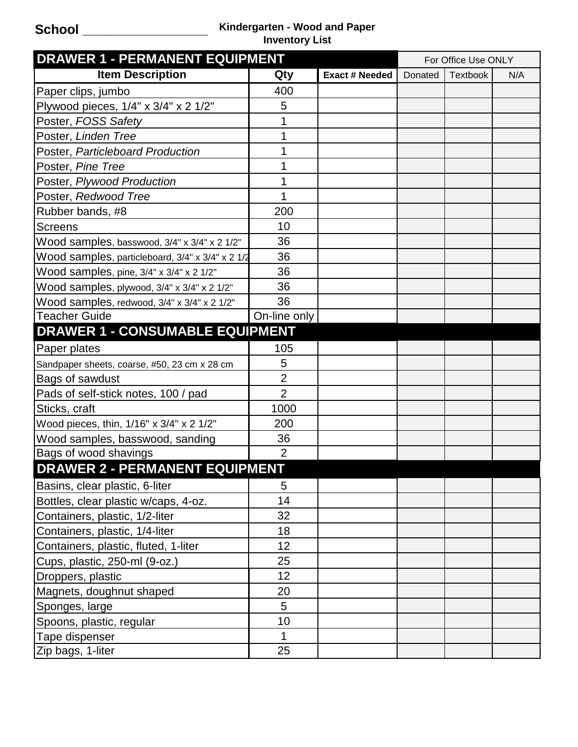School ___________________

**Kindergarten - Wood and Paper Inventory List**

| **DRAWER 1 - PERMANENT EQUIPMENT** | | | For Office Use ONLY | | |
|---|---|---|---|---|---|
| **Item Description** | **Qty** | **Exact # Needed** | Donated | Textbook | N/A |
| Paper clips, jumbo | 400 | | | | |
| Plywood pieces, 1/4" x 3/4" x 2 1/2" | 5 | | | | |
| Poster, *FOSS Safety* | 1 | | | | |
| Poster, *Linden Tree* | 1 | | | | |
| Poster, *Particleboard Production* | 1 | | | | |
| Poster, *Pine Tree* | 1 | | | | |
| Poster, *Plywood Production* | 1 | | | | |
| Poster, *Redwood Tree* | 1 | | | | |
| Rubber bands, #8 | 200 | | | | |
| Screens | 10 | | | | |
| Wood samples, basswood, 3/4" x 3/4" x 2 1/2" | 36 | | | | |
| Wood samples, particleboard, 3/4" x 3/4" x 2 1/2 | 36 | | | | |
| Wood samples, pine, 3/4" x 3/4" x 2 1/2" | 36 | | | | |
| Wood samples, plywood, 3/4" x 3/4" x 2 1/2" | 36 | | | | |
| Wood samples, redwood, 3/4" x 3/4" x 2 1/2" | 36 | | | | |
| Teacher Guide | On-line only | | | | |
| **DRAWER 1 - CONSUMABLE EQUIPMENT** | | | | | |
| Paper plates | 105 | | | | |
| Sandpaper sheets, coarse, #50, 23 cm x 28 cm | 5 | | | | |
| Bags of sawdust | 2 | | | | |
| Pads of self-stick notes, 100 / pad | 2 | | | | |
| Sticks, craft | 1000 | | | | |
| Wood pieces, thin, 1/16" x 3/4" x 2 1/2" | 200 | | | | |
| Wood samples, basswood, sanding | 36 | | | | |
| Bags of wood shavings | 2 | | | | |
| **DRAWER 2 - PERMANENT EQUIPMENT** | | | | | |
| Basins, clear plastic, 6-liter | 5 | | | | |
| Bottles, clear plastic w/caps, 4-oz. | 14 | | | | |
| Containers, plastic, 1/2-liter | 32 | | | | |
| Containers, plastic, 1/4-liter | 18 | | | | |
| Containers, plastic, fluted, 1-liter | 12 | | | | |
| Cups, plastic, 250-ml (9-oz.) | 25 | | | | |
| Droppers, plastic | 12 | | | | |
| Magnets, doughnut shaped | 20 | | | | |
| Sponges, large | 5 | | | | |
| Spoons, plastic, regular | 10 | | | | |
| Tape dispenser | 1 | | | | |
| Zip bags, 1-liter | 25 | | | | |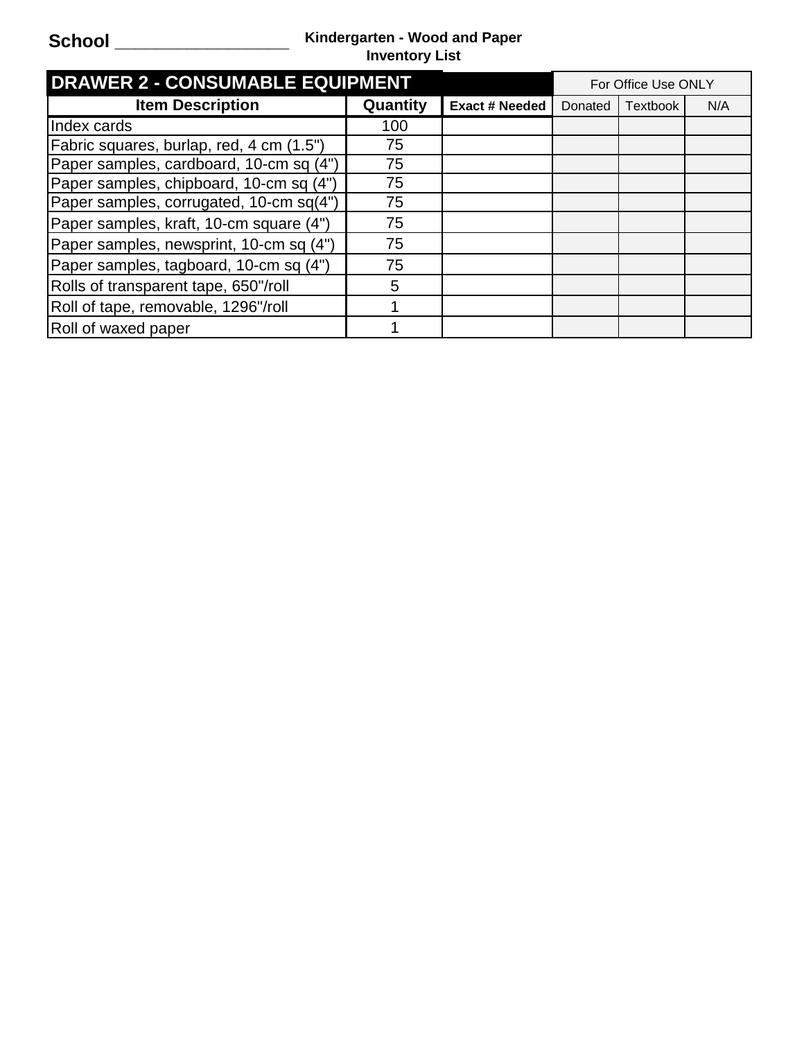School ___________________

**Kindergarten - Wood and Paper Inventory List**

| DRAWER 2 - CONSUMABLE EQUIPMENT | | | For Office Use ONLY | | |
|---|---|---|---|---|---|
| **Item Description** | **Quantity** | **Exact # Needed** | Donated | Textbook | N/A |
| Index cards | 100 | | | | |
| Fabric squares, burlap, red, 4 cm (1.5") | 75 | | | | |
| Paper samples, cardboard, 10-cm sq (4") | 75 | | | | |
| Paper samples, chipboard, 10-cm sq (4") | 75 | | | | |
| Paper samples, corrugated, 10-cm sq(4") | 75 | | | | |
| Paper samples, kraft, 10-cm square (4") | 75 | | | | |
| Paper samples, newsprint, 10-cm sq (4") | 75 | | | | |
| Paper samples, tagboard, 10-cm sq (4") | 75 | | | | |
| Rolls of transparent tape, 650"/roll | 5 | | | | |
| Roll of tape, removable, 1296"/roll | 1 | | | | |
| Roll of waxed paper | 1 | | | | |